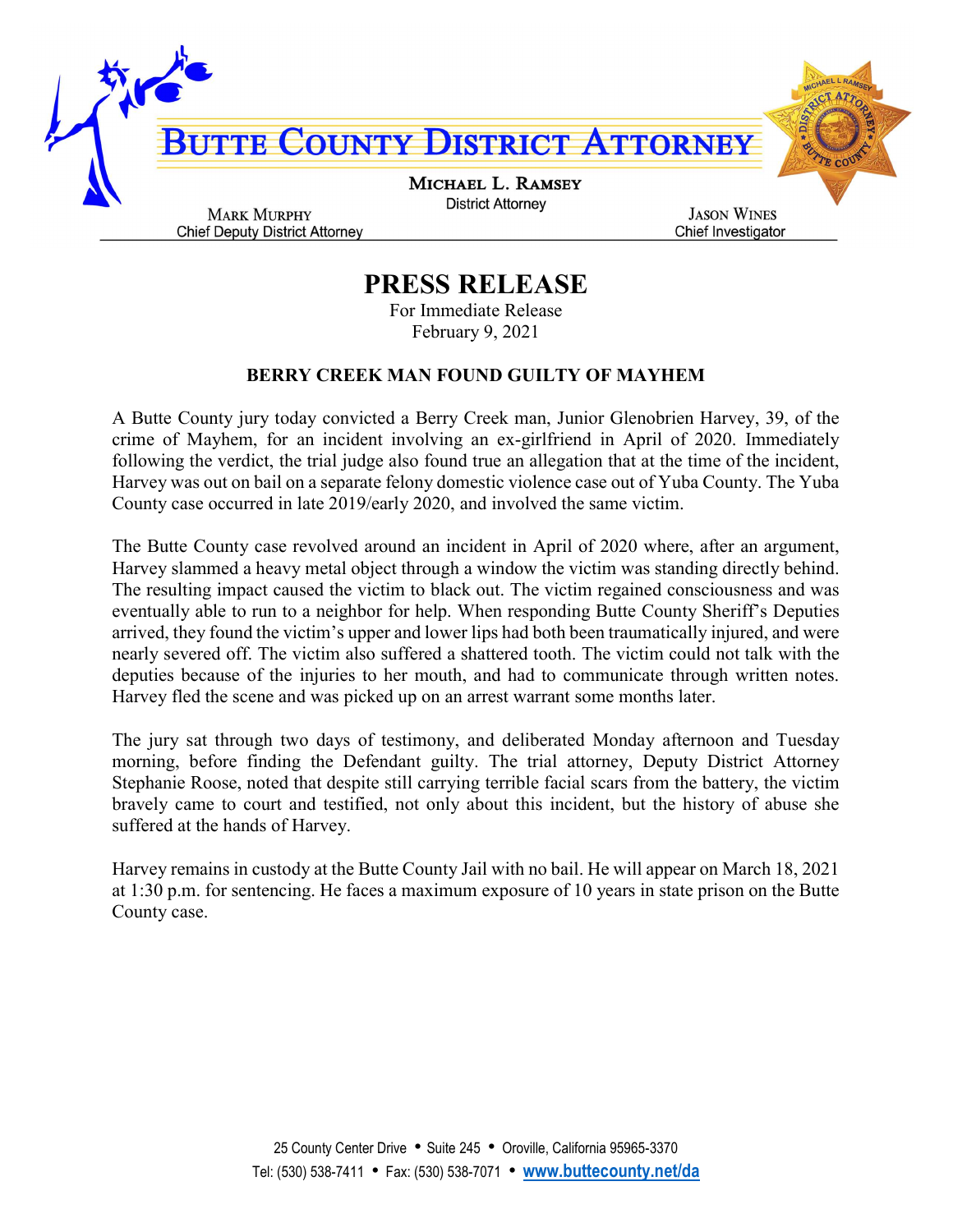# BUTTE COUNTY DISTRICT ATTORNEY

**MICHAEL L. RAMSEY**
District Attorney

**MARK MURPHY**
Chief Deputy District Attorney

**JASON WINES**
Chief Investigator

## PRESS RELEASE

For Immediate Release
February 9, 2021

### BERRY CREEK MAN FOUND GUILTY OF MAYHEM

A Butte County jury today convicted a Berry Creek man, Junior Glenobrien Harvey, 39, of the crime of Mayhem, for an incident involving an ex-girlfriend in April of 2020. Immediately following the verdict, the trial judge also found true an allegation that at the time of the incident, Harvey was out on bail on a separate felony domestic violence case out of Yuba County. The Yuba County case occurred in late 2019/early 2020, and involved the same victim.

The Butte County case revolved around an incident in April of 2020 where, after an argument, Harvey slammed a heavy metal object through a window the victim was standing directly behind. The resulting impact caused the victim to black out. The victim regained consciousness and was eventually able to run to a neighbor for help. When responding Butte County Sheriff's Deputies arrived, they found the victim's upper and lower lips had both been traumatically injured, and were nearly severed off. The victim also suffered a shattered tooth. The victim could not talk with the deputies because of the injuries to her mouth, and had to communicate through written notes. Harvey fled the scene and was picked up on an arrest warrant some months later.

The jury sat through two days of testimony, and deliberated Monday afternoon and Tuesday morning, before finding the Defendant guilty. The trial attorney, Deputy District Attorney Stephanie Roose, noted that despite still carrying terrible facial scars from the battery, the victim bravely came to court and testified, not only about this incident, but the history of abuse she suffered at the hands of Harvey.

Harvey remains in custody at the Butte County Jail with no bail. He will appear on March 18, 2021 at 1:30 p.m. for sentencing. He faces a maximum exposure of 10 years in state prison on the Butte County case.

25 County Center Drive • Suite 245 • Oroville, California 95965-3370
Tel: (530) 538-7411 • Fax: (530) 538-7071 • www.buttecounty.net/da